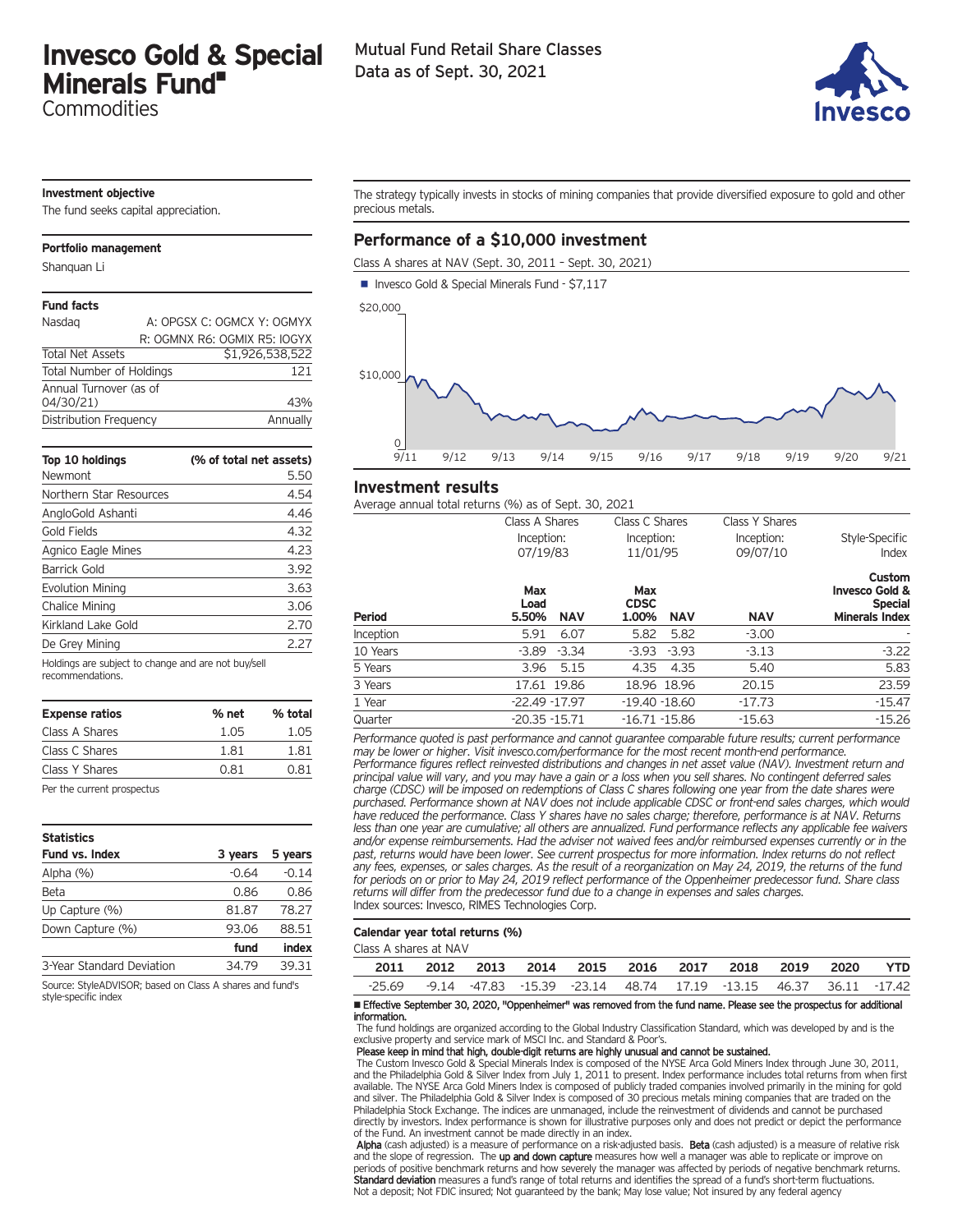# Invesco Gold & Special Minerals Fund■

Commodities

Mutual Fund Retail Share Classes
Data as of Sept. 30, 2021

Invesco

### Investment objective

The fund seeks capital appreciation.

### Portfolio management

Shanquan Li

### Fund facts

| | |
|---|---|
| Nasdaq | A: OPGSX C: OGMCX Y: OGMYX R: OGMNX R6: OGMIX R5: IOGYX |
| Total Net Assets | $1,926,538,522 |
| Total Number of Holdings | 121 |
| Annual Turnover (as of 04/30/21) | 43% |
| Distribution Frequency | Annually |

| Top 10 holdings | (% of total net assets) |
|---|---|
| Newmont | 5.50 |
| Northern Star Resources | 4.54 |
| AngloGold Ashanti | 4.46 |
| Gold Fields | 4.32 |
| Agnico Eagle Mines | 4.23 |
| Barrick Gold | 3.92 |
| Evolution Mining | 3.63 |
| Chalice Mining | 3.06 |
| Kirkland Lake Gold | 2.70 |
| De Grey Mining | 2.27 |

Holdings are subject to change and are not buy/sell recommendations.

| Expense ratios | % net | % total |
|---|---|---|
| Class A Shares | 1.05 | 1.05 |
| Class C Shares | 1.81 | 1.81 |
| Class Y Shares | 0.81 | 0.81 |

Per the current prospectus

### Statistics

| Fund vs. Index | 3 years | 5 years |
|---|---|---|
| Alpha (%) | -0.64 | -0.14 |
| Beta | 0.86 | 0.86 |
| Up Capture (%) | 81.87 | 78.27 |
| Down Capture (%) | 93.06 | 88.51 |
| | fund | index |
| 3-Year Standard Deviation | 34.79 | 39.31 |

Source: StyleADVISOR; based on Class A shares and fund's style-specific index

The strategy typically invests in stocks of mining companies that provide diversified exposure to gold and other precious metals.

## Performance of a $10,000 investment

Class A shares at NAV (Sept. 30, 2011 - Sept. 30, 2021)

■ Invesco Gold & Special Minerals Fund - $7,117

## Investment results

Average annual total returns (%) as of Sept. 30, 2021

| | Class A Shares Inception: 07/19/83 | | Class C Shares Inception: 11/01/95 | | Class Y Shares Inception: 09/07/10 | Style-Specific Index |
|---|---|---|---|---|---|---|
| Period | Max Load 5.50% | NAV | Max CDSC 1.00% | NAV | NAV | Custom Invesco Gold & Special Minerals Index |
| Inception | 5.91 | 6.07 | 5.82 | 5.82 | -3.00 | - |
| 10 Years | -3.89 | -3.34 | -3.93 | -3.93 | -3.13 | -3.22 |
| 5 Years | 3.96 | 5.15 | 4.35 | 4.35 | 5.40 | 5.83 |
| 3 Years | 17.61 | 19.86 | 18.96 | 18.96 | 20.15 | 23.59 |
| 1 Year | -22.49 | -17.97 | -19.40 | -18.60 | -17.73 | -15.47 |
| Quarter | -20.35 | -15.71 | -16.71 | -15.86 | -15.63 | -15.26 |

*Performance quoted is past performance and cannot guarantee comparable future results; current performance may be lower or higher. Visit invesco.com/performance for the most recent month-end performance. Performance figures reflect reinvested distributions and changes in net asset value (NAV). Investment return and principal value will vary, and you may have a gain or a loss when you sell shares. No contingent deferred sales charge (CDSC) will be imposed on redemptions of Class C shares following one year from the date shares were purchased. Performance shown at NAV does not include applicable CDSC or front-end sales charges, which would have reduced the performance. Class Y shares have no sales charge; therefore, performance is at NAV. Returns less than one year are cumulative; all others are annualized. Fund performance reflects any applicable fee waivers and/or expense reimbursements. Had the adviser not waived fees and/or reimbursed expenses currently or in the past, returns would have been lower. See current prospectus for more information. Index returns do not reflect any fees, expenses, or sales charges. As the result of a reorganization on May 24, 2019, the returns of the fund for periods on or prior to May 24, 2019 reflect performance of the Oppenheimer predecessor fund. Share class returns will differ from the predecessor fund due to a change in expenses and sales charges.*
Index sources: Invesco, RIMES Technologies Corp.

### Calendar year total returns (%)

Class A shares at NAV

| 2011 | 2012 | 2013 | 2014 | 2015 | 2016 | 2017 | 2018 | 2019 | 2020 | YTD |
|---|---|---|---|---|---|---|---|---|---|---|
| -25.69 | -9.14 | -47.83 | -15.39 | -23.14 | 48.74 | 17.19 | -13.15 | 46.37 | 36.11 | -17.42 |

■ **Effective September 30, 2020, "Oppenheimer" was removed from the fund name. Please see the prospectus for additional information.**

The fund holdings are organized according to the Global Industry Classification Standard, which was developed by and is the exclusive property and service mark of MSCI Inc. and Standard & Poor's.

**Please keep in mind that high, double-digit returns are highly unusual and cannot be sustained.**

The Custom Invesco Gold & Special Minerals Index is composed of the NYSE Arca Gold Miners Index through June 30, 2011, and the Philadelphia Gold & Silver Index from July 1, 2011 to present. Index performance includes total returns from when first available. The NYSE Arca Gold Miners Index is composed of publicly traded companies involved primarily in the mining for gold and silver. The Philadelphia Gold & Silver Index is composed of 30 precious metals mining companies that are traded on the Philadelphia Stock Exchange. The indices are unmanaged, include the reinvestment of dividends and cannot be purchased directly by investors. Index performance is shown for illustrative purposes only and does not predict or depict the performance of the Fund. An investment cannot be made directly in an index.

**Alpha** (cash adjusted) is a measure of performance on a risk-adjusted basis. **Beta** (cash adjusted) is a measure of relative risk and the slope of regression. The **up and down capture** measures how well a manager was able to replicate or improve on periods of positive benchmark returns and how severely the manager was affected by periods of negative benchmark returns. **Standard deviation** measures a fund's range of total returns and identifies the spread of a fund's short-term fluctuations.

Not a deposit; Not FDIC insured; Not guaranteed by the bank; May lose value; Not insured by any federal agency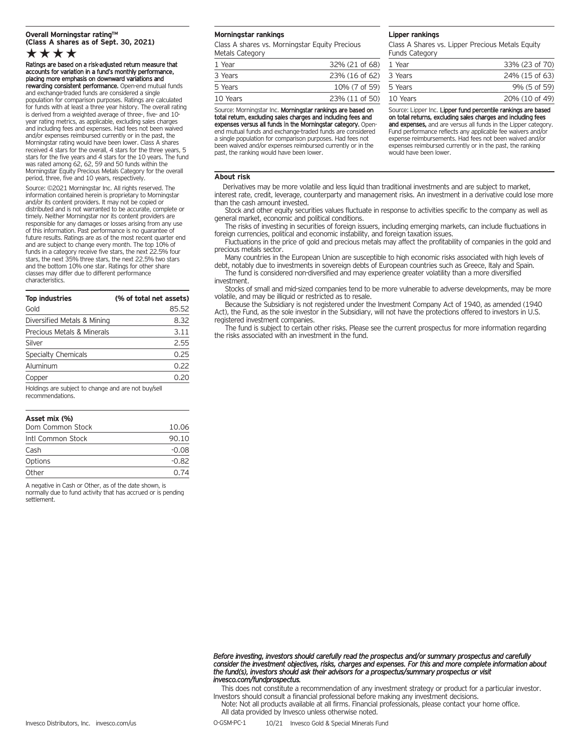**Overall Morningstar rating™ (Class A shares as of Sept. 30, 2021)**

★★★★

**Ratings are based on a risk-adjusted return measure that accounts for variation in a fund's monthly performance, placing more emphasis on downward variations and rewarding consistent performance.** Open-end mutual funds and exchange-traded funds are considered a single population for comparison purposes. Ratings are calculated for funds with at least a three year history. The overall rating is derived from a weighted average of three-, five- and 10-year rating metrics, as applicable, excluding sales charges and including fees and expenses. Had fees not been waived and/or expenses reimbursed currently or in the past, the Morningstar rating would have been lower. Class A shares received 4 stars for the overall, 4 stars for the three years, 5 stars for the five years and 4 stars for the 10 years. The fund was rated among 62, 62, 59 and 50 funds within the Morningstar Equity Precious Metals Category for the overall period, three, five and 10 years, respectively.

Source: ©2021 Morningstar Inc. All rights reserved. The information contained herein is proprietary to Morningstar and/or its content providers. It may not be copied or distributed and is not warranted to be accurate, complete or timely. Neither Morningstar nor its content providers are responsible for any damages or losses arising from any use of this information. Past performance is no guarantee of future results. Ratings are as of the most recent quarter end and are subject to change every month. The top 10% of funds in a category receive five stars, the next 22.5% four stars, the next 35% three stars, the next 22.5% two stars and the bottom 10% one star. Ratings for other share classes may differ due to different performance characteristics.

| Top industries | (% of total net assets) |
|---|---|
| Gold | 85.52 |
| Diversified Metals & Mining | 8.32 |
| Precious Metals & Minerals | 3.11 |
| Silver | 2.55 |
| Specialty Chemicals | 0.25 |
| Aluminum | 0.22 |
| Copper | 0.20 |

Holdings are subject to change and are not buy/sell recommendations.

| Asset mix (%) | |
|---|---|
| Dom Common Stock | 10.06 |
| Intl Common Stock | 90.10 |
| Cash | -0.08 |
| Options | -0.82 |
| Other | 0.74 |

A negative in Cash or Other, as of the date shown, is normally due to fund activity that has accrued or is pending settlement.

**Morningstar rankings**

Class A shares vs. Morningstar Equity Precious Metals Category

| | |
|---|---|
| 1 Year | 32% (21 of 68) |
| 3 Years | 23% (16 of 62) |
| 5 Years | 10% (7 of 59) |
| 10 Years | 23% (11 of 50) |

Source: Morningstar Inc. **Morningstar rankings are based on total return, excluding sales charges and including fees and expenses versus all funds in the Morningstar category.** Open-end mutual funds and exchange-traded funds are considered a single population for comparison purposes. Had fees not been waived and/or expenses reimbursed currently or in the past, the ranking would have been lower.

**Lipper rankings**

Class A Shares vs. Lipper Precious Metals Equity Funds Category

| | |
|---|---|
| 1 Year | 33% (23 of 70) |
| 3 Years | 24% (15 of 63) |
| 5 Years | 9% (5 of 59) |
| 10 Years | 20% (10 of 49) |

Source: Lipper Inc. **Lipper fund percentile rankings are based on total returns, excluding sales charges and including fees and expenses,** and are versus all funds in the Lipper category. Fund performance reflects any applicable fee waivers and/or expense reimbursements. Had fees not been waived and/or expenses reimbursed currently or in the past, the ranking would have been lower.

**About risk**

Derivatives may be more volatile and less liquid than traditional investments and are subject to market, interest rate, credit, leverage, counterparty and management risks. An investment in a derivative could lose more than the cash amount invested.

Stock and other equity securities values fluctuate in response to activities specific to the company as well as general market, economic and political conditions.

The risks of investing in securities of foreign issuers, including emerging markets, can include fluctuations in foreign currencies, political and economic instability, and foreign taxation issues.

Fluctuations in the price of gold and precious metals may affect the profitability of companies in the gold and precious metals sector.

Many countries in the European Union are susceptible to high economic risks associated with high levels of debt, notably due to investments in sovereign debts of European countries such as Greece, Italy and Spain.

The fund is considered non-diversified and may experience greater volatility than a more diversified investment.

Stocks of small and mid-sized companies tend to be more vulnerable to adverse developments, may be more volatile, and may be illiquid or restricted as to resale.

Because the Subsidiary is not registered under the Investment Company Act of 1940, as amended (1940 Act), the Fund, as the sole investor in the Subsidiary, will not have the protections offered to investors in U.S. registered investment companies.

The fund is subject to certain other risks. Please see the current prospectus for more information regarding the risks associated with an investment in the fund.

*Before investing, investors should carefully read the prospectus and/or summary prospectus and carefully consider the investment objectives, risks, charges and expenses. For this and more complete information about the fund(s), investors should ask their advisors for a prospectus/summary prospectus or visit invesco.com/fundprospectus.*

This does not constitute a recommendation of any investment strategy or product for a particular investor. Investors should consult a financial professional before making any investment decisions.

Note: Not all products available at all firms. Financial professionals, please contact your home office.

All data provided by Invesco unless otherwise noted.

Invesco Distributors, Inc. invesco.com/us

O-GSM-PC-1 10/21 Invesco Gold & Special Minerals Fund